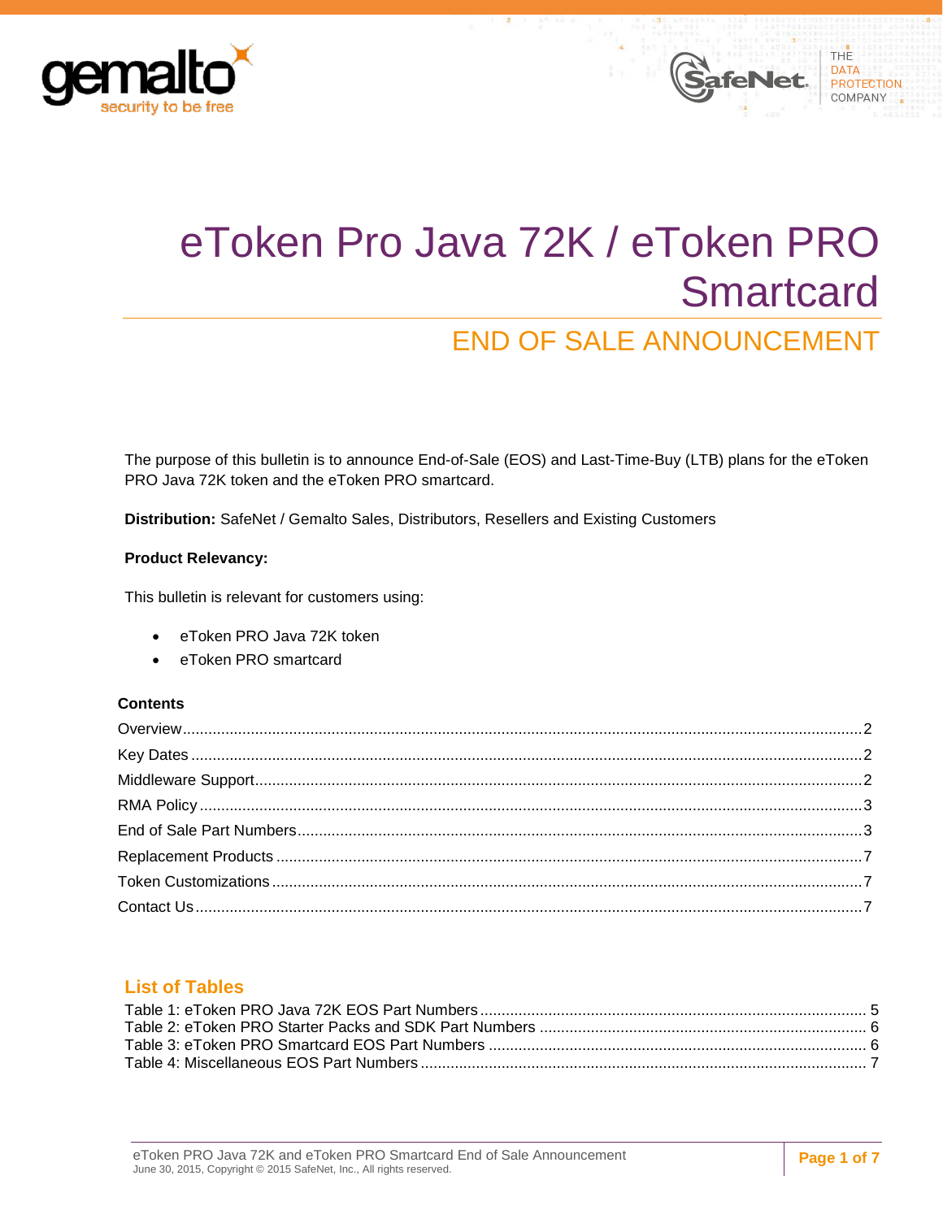# eToken Pro Java 72K / eToken PRO Smartcard

## END OF SALE ANNOUNCEMENT

The purpose of this bulletin is to announce End-of-Sale (EOS) and Last-Time-Buy (LTB) plans for the eToken PRO Java 72K token and the eToken PRO smartcard.

**Distribution:** SafeNet / Gemalto Sales, Distributors, Resellers and Existing Customers

**Product Relevancy:**

This bulletin is relevant for customers using:

- eToken PRO Java 72K token
- eToken PRO smartcard

**Contents**

Overview.....2
Key Dates.....2
Middleware Support.....2
RMA Policy.....3
End of Sale Part Numbers.....3
Replacement Products.....7
Token Customizations.....7
Contact Us.....7

### List of Tables

Table 1: eToken PRO Java 72K EOS Part Numbers.....5
Table 2: eToken PRO Starter Packs and SDK Part Numbers.....6
Table 3: eToken PRO Smartcard EOS Part Numbers.....6
Table 4: Miscellaneous EOS Part Numbers.....7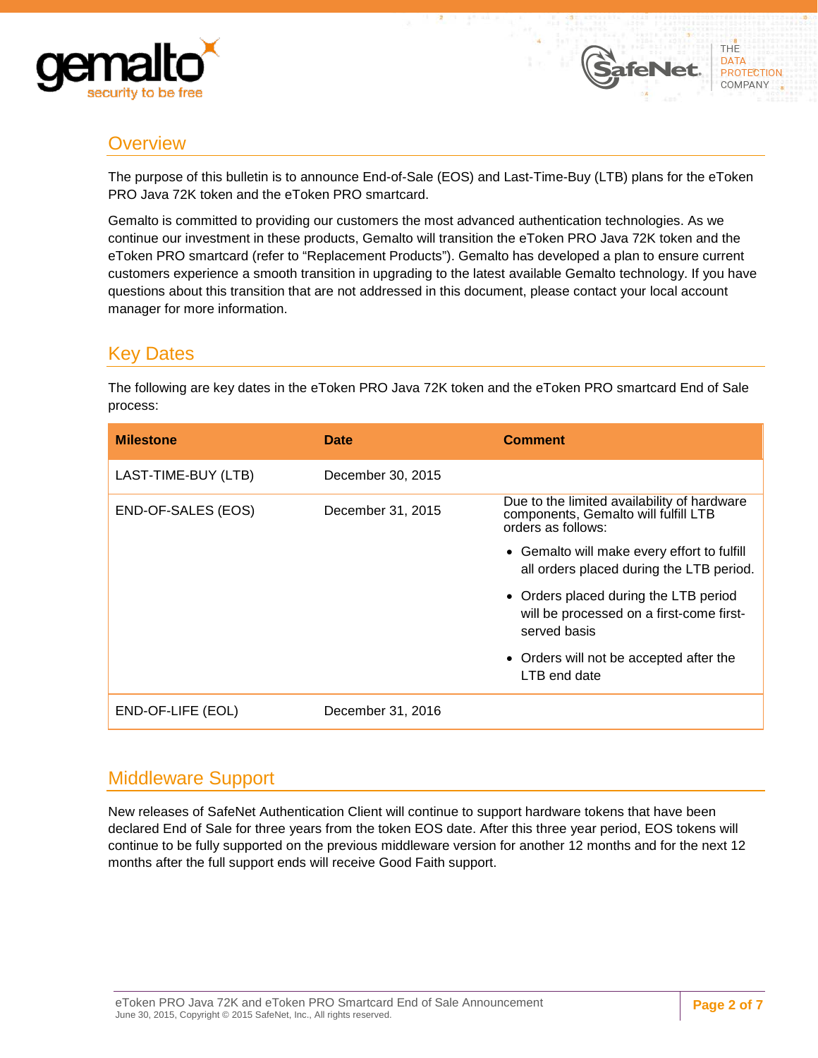## Overview

The purpose of this bulletin is to announce End-of-Sale (EOS) and Last-Time-Buy (LTB) plans for the eToken PRO Java 72K token and the eToken PRO smartcard.

Gemalto is committed to providing our customers the most advanced authentication technologies. As we continue our investment in these products, Gemalto will transition the eToken PRO Java 72K token and the eToken PRO smartcard (refer to "Replacement Products"). Gemalto has developed a plan to ensure current customers experience a smooth transition in upgrading to the latest available Gemalto technology. If you have questions about this transition that are not addressed in this document, please contact your local account manager for more information.

## Key Dates

The following are key dates in the eToken PRO Java 72K token and the eToken PRO smartcard End of Sale process:

| Milestone | Date | Comment |
| --- | --- | --- |
| LAST-TIME-BUY (LTB) | December 30, 2015 | |
| END-OF-SALES (EOS) | December 31, 2015 | Due to the limited availability of hardware components, Gemalto will fulfill LTB orders as follows:<br>• Gemalto will make every effort to fulfill all orders placed during the LTB period.<br>• Orders placed during the LTB period will be processed on a first-come first-served basis<br>• Orders will not be accepted after the LTB end date |
| END-OF-LIFE (EOL) | December 31, 2016 | |

## Middleware Support

New releases of SafeNet Authentication Client will continue to support hardware tokens that have been declared End of Sale for three years from the token EOS date. After this three year period, EOS tokens will continue to be fully supported on the previous middleware version for another 12 months and for the next 12 months after the full support ends will receive Good Faith support.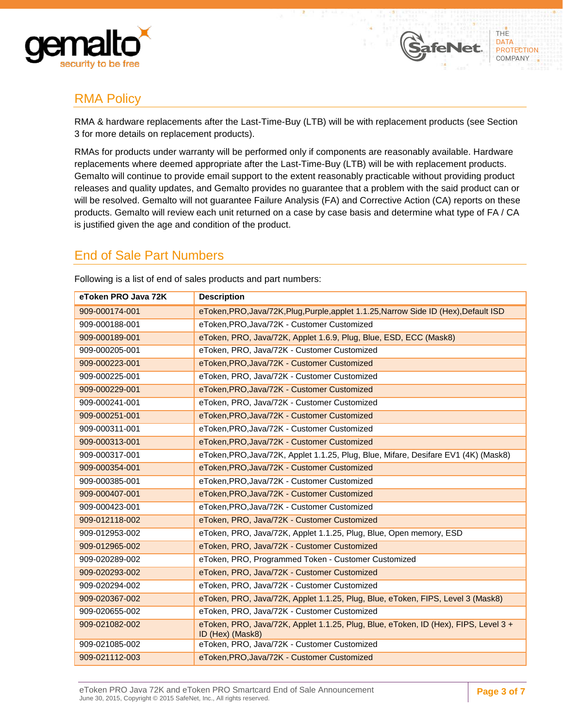## RMA Policy

RMA & hardware replacements after the Last-Time-Buy (LTB) will be with replacement products (see Section 3 for more details on replacement products).

RMAs for products under warranty will be performed only if components are reasonably available. Hardware replacements where deemed appropriate after the Last-Time-Buy (LTB) will be with replacement products. Gemalto will continue to provide email support to the extent reasonably practicable without providing product releases and quality updates, and Gemalto provides no guarantee that a problem with the said product can or will be resolved. Gemalto will not guarantee Failure Analysis (FA) and Corrective Action (CA) reports on these products. Gemalto will review each unit returned on a case by case basis and determine what type of FA / CA is justified given the age and condition of the product.

## End of Sale Part Numbers

Following is a list of end of sales products and part numbers:

| eToken PRO Java 72K | Description |
|---|---|
| 909-000174-001 | eToken,PRO,Java/72K,Plug,Purple,applet 1.1.25,Narrow Side ID (Hex),Default ISD |
| 909-000188-001 | eToken,PRO,Java/72K - Customer Customized |
| 909-000189-001 | eToken, PRO, Java/72K, Applet 1.6.9, Plug, Blue, ESD, ECC (Mask8) |
| 909-000205-001 | eToken, PRO, Java/72K - Customer Customized |
| 909-000223-001 | eToken,PRO,Java/72K - Customer Customized |
| 909-000225-001 | eToken, PRO, Java/72K - Customer Customized |
| 909-000229-001 | eToken,PRO,Java/72K - Customer Customized |
| 909-000241-001 | eToken, PRO, Java/72K - Customer Customized |
| 909-000251-001 | eToken,PRO,Java/72K - Customer Customized |
| 909-000311-001 | eToken,PRO,Java/72K - Customer Customized |
| 909-000313-001 | eToken,PRO,Java/72K - Customer Customized |
| 909-000317-001 | eToken,PRO,Java/72K, Applet 1.1.25, Plug, Blue, Mifare, Desifare EV1 (4K) (Mask8) |
| 909-000354-001 | eToken,PRO,Java/72K - Customer Customized |
| 909-000385-001 | eToken,PRO,Java/72K - Customer Customized |
| 909-000407-001 | eToken,PRO,Java/72K - Customer Customized |
| 909-000423-001 | eToken,PRO,Java/72K - Customer Customized |
| 909-012118-002 | eToken, PRO, Java/72K - Customer Customized |
| 909-012953-002 | eToken, PRO, Java/72K, Applet 1.1.25, Plug, Blue, Open memory, ESD |
| 909-012965-002 | eToken, PRO, Java/72K - Customer Customized |
| 909-020289-002 | eToken, PRO, Programmed Token - Customer Customized |
| 909-020293-002 | eToken, PRO, Java/72K - Customer Customized |
| 909-020294-002 | eToken, PRO, Java/72K - Customer Customized |
| 909-020367-002 | eToken, PRO, Java/72K, Applet 1.1.25, Plug, Blue, eToken, FIPS, Level 3 (Mask8) |
| 909-020655-002 | eToken, PRO, Java/72K - Customer Customized |
| 909-021082-002 | eToken, PRO, Java/72K, Applet 1.1.25, Plug, Blue, eToken, ID (Hex), FIPS, Level 3 + ID (Hex) (Mask8) |
| 909-021085-002 | eToken, PRO, Java/72K - Customer Customized |
| 909-021112-003 | eToken,PRO,Java/72K - Customer Customized |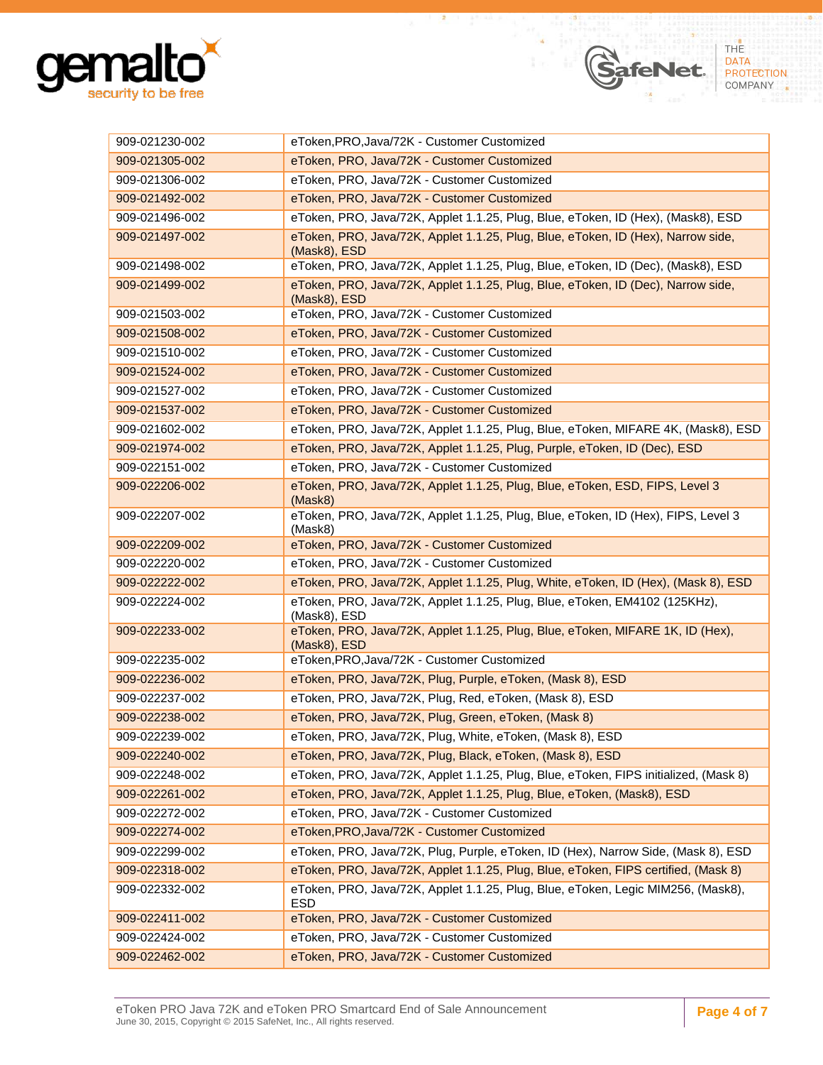| 909-021230-002 | eToken,PRO,Java/72K - Customer Customized |
|---|---|
| 909-021305-002 | eToken, PRO, Java/72K - Customer Customized |
| 909-021306-002 | eToken, PRO, Java/72K - Customer Customized |
| 909-021492-002 | eToken, PRO, Java/72K - Customer Customized |
| 909-021496-002 | eToken, PRO, Java/72K, Applet 1.1.25, Plug, Blue, eToken, ID (Hex), (Mask8), ESD |
| 909-021497-002 | eToken, PRO, Java/72K, Applet 1.1.25, Plug, Blue, eToken, ID (Hex), Narrow side, (Mask8), ESD |
| 909-021498-002 | eToken, PRO, Java/72K, Applet 1.1.25, Plug, Blue, eToken, ID (Dec), (Mask8), ESD |
| 909-021499-002 | eToken, PRO, Java/72K, Applet 1.1.25, Plug, Blue, eToken, ID (Dec), Narrow side, (Mask8), ESD |
| 909-021503-002 | eToken, PRO, Java/72K - Customer Customized |
| 909-021508-002 | eToken, PRO, Java/72K - Customer Customized |
| 909-021510-002 | eToken, PRO, Java/72K - Customer Customized |
| 909-021524-002 | eToken, PRO, Java/72K - Customer Customized |
| 909-021527-002 | eToken, PRO, Java/72K - Customer Customized |
| 909-021537-002 | eToken, PRO, Java/72K - Customer Customized |
| 909-021602-002 | eToken, PRO, Java/72K, Applet 1.1.25, Plug, Blue, eToken, MIFARE 4K, (Mask8), ESD |
| 909-021974-002 | eToken, PRO, Java/72K, Applet 1.1.25, Plug, Purple, eToken, ID (Dec), ESD |
| 909-022151-002 | eToken, PRO, Java/72K - Customer Customized |
| 909-022206-002 | eToken, PRO, Java/72K, Applet 1.1.25, Plug, Blue, eToken, ESD, FIPS, Level 3 (Mask8) |
| 909-022207-002 | eToken, PRO, Java/72K, Applet 1.1.25, Plug, Blue, eToken, ID (Hex), FIPS, Level 3 (Mask8) |
| 909-022209-002 | eToken, PRO, Java/72K - Customer Customized |
| 909-022220-002 | eToken, PRO, Java/72K - Customer Customized |
| 909-022222-002 | eToken, PRO, Java/72K, Applet 1.1.25, Plug, White, eToken, ID (Hex), (Mask 8), ESD |
| 909-022224-002 | eToken, PRO, Java/72K, Applet 1.1.25, Plug, Blue, eToken, EM4102 (125KHz), (Mask8), ESD |
| 909-022233-002 | eToken, PRO, Java/72K, Applet 1.1.25, Plug, Blue, eToken, MIFARE 1K, ID (Hex), (Mask8), ESD |
| 909-022235-002 | eToken,PRO,Java/72K - Customer Customized |
| 909-022236-002 | eToken, PRO, Java/72K, Plug, Purple, eToken, (Mask 8), ESD |
| 909-022237-002 | eToken, PRO, Java/72K, Plug, Red, eToken, (Mask 8), ESD |
| 909-022238-002 | eToken, PRO, Java/72K, Plug, Green, eToken, (Mask 8) |
| 909-022239-002 | eToken, PRO, Java/72K, Plug, White, eToken, (Mask 8), ESD |
| 909-022240-002 | eToken, PRO, Java/72K, Plug, Black, eToken, (Mask 8), ESD |
| 909-022248-002 | eToken, PRO, Java/72K, Applet 1.1.25, Plug, Blue, eToken, FIPS initialized, (Mask 8) |
| 909-022261-002 | eToken, PRO, Java/72K, Applet 1.1.25, Plug, Blue, eToken, (Mask8), ESD |
| 909-022272-002 | eToken, PRO, Java/72K - Customer Customized |
| 909-022274-002 | eToken,PRO,Java/72K - Customer Customized |
| 909-022299-002 | eToken, PRO, Java/72K, Plug, Purple, eToken, ID (Hex), Narrow Side, (Mask 8), ESD |
| 909-022318-002 | eToken, PRO, Java/72K, Applet 1.1.25, Plug, Blue, eToken, FIPS certified, (Mask 8) |
| 909-022332-002 | eToken, PRO, Java/72K, Applet 1.1.25, Plug, Blue, eToken, Legic MIM256, (Mask8), ESD |
| 909-022411-002 | eToken, PRO, Java/72K - Customer Customized |
| 909-022424-002 | eToken, PRO, Java/72K - Customer Customized |
| 909-022462-002 | eToken, PRO, Java/72K - Customer Customized |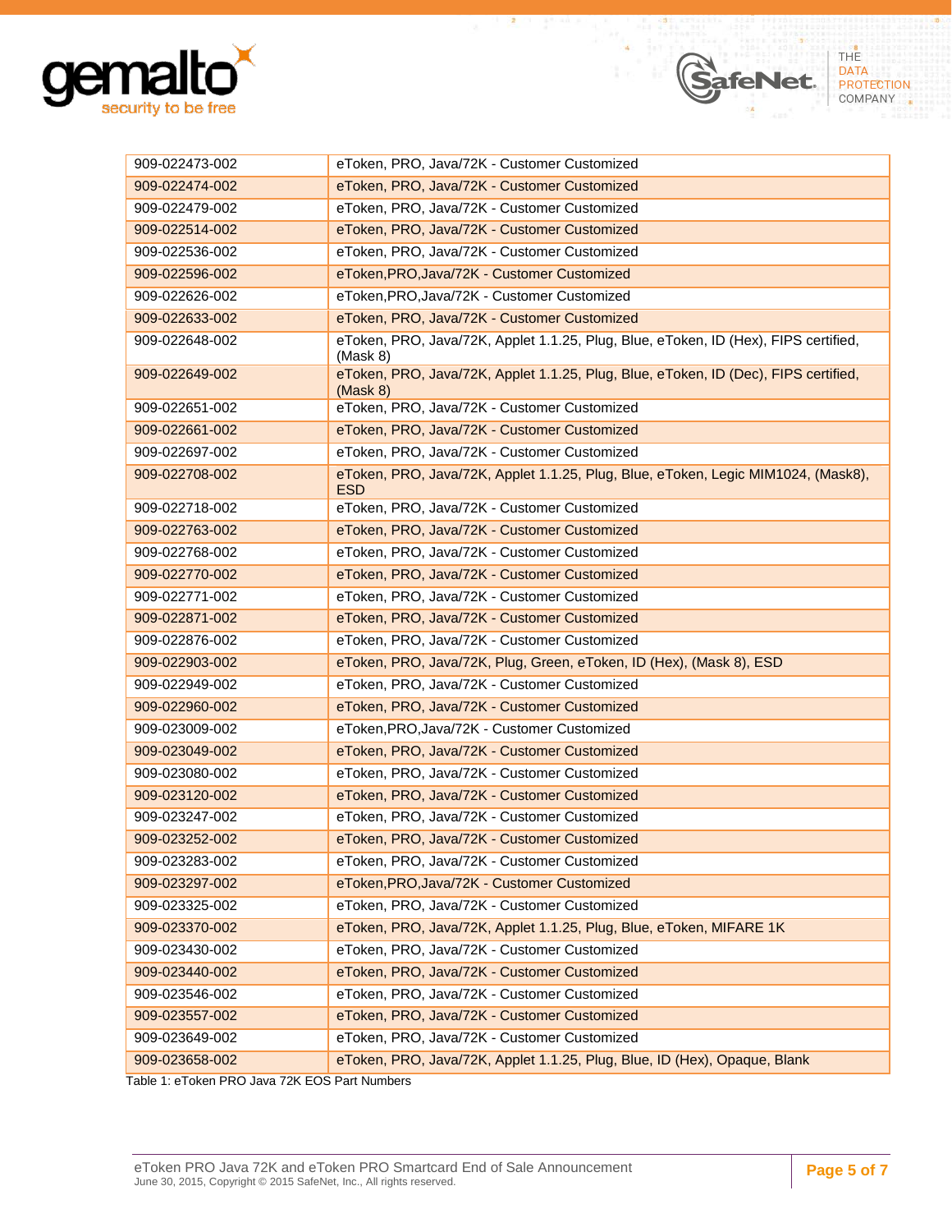| 909-022473-002 | eToken, PRO, Java/72K - Customer Customized |
|---|---|
| 909-022474-002 | eToken, PRO, Java/72K - Customer Customized |
| 909-022479-002 | eToken, PRO, Java/72K - Customer Customized |
| 909-022514-002 | eToken, PRO, Java/72K - Customer Customized |
| 909-022536-002 | eToken, PRO, Java/72K - Customer Customized |
| 909-022596-002 | eToken,PRO,Java/72K - Customer Customized |
| 909-022626-002 | eToken,PRO,Java/72K - Customer Customized |
| 909-022633-002 | eToken, PRO, Java/72K - Customer Customized |
| 909-022648-002 | eToken, PRO, Java/72K, Applet 1.1.25, Plug, Blue, eToken, ID (Hex), FIPS certified, (Mask 8) |
| 909-022649-002 | eToken, PRO, Java/72K, Applet 1.1.25, Plug, Blue, eToken, ID (Dec), FIPS certified, (Mask 8) |
| 909-022651-002 | eToken, PRO, Java/72K - Customer Customized |
| 909-022661-002 | eToken, PRO, Java/72K - Customer Customized |
| 909-022697-002 | eToken, PRO, Java/72K - Customer Customized |
| 909-022708-002 | eToken, PRO, Java/72K, Applet 1.1.25, Plug, Blue, eToken, Legic MIM1024, (Mask8), ESD |
| 909-022718-002 | eToken, PRO, Java/72K - Customer Customized |
| 909-022763-002 | eToken, PRO, Java/72K - Customer Customized |
| 909-022768-002 | eToken, PRO, Java/72K - Customer Customized |
| 909-022770-002 | eToken, PRO, Java/72K - Customer Customized |
| 909-022771-002 | eToken, PRO, Java/72K - Customer Customized |
| 909-022871-002 | eToken, PRO, Java/72K - Customer Customized |
| 909-022876-002 | eToken, PRO, Java/72K - Customer Customized |
| 909-022903-002 | eToken, PRO, Java/72K, Plug, Green, eToken, ID (Hex), (Mask 8), ESD |
| 909-022949-002 | eToken, PRO, Java/72K - Customer Customized |
| 909-022960-002 | eToken, PRO, Java/72K - Customer Customized |
| 909-023009-002 | eToken,PRO,Java/72K - Customer Customized |
| 909-023049-002 | eToken, PRO, Java/72K - Customer Customized |
| 909-023080-002 | eToken, PRO, Java/72K - Customer Customized |
| 909-023120-002 | eToken, PRO, Java/72K - Customer Customized |
| 909-023247-002 | eToken, PRO, Java/72K - Customer Customized |
| 909-023252-002 | eToken, PRO, Java/72K - Customer Customized |
| 909-023283-002 | eToken, PRO, Java/72K - Customer Customized |
| 909-023297-002 | eToken,PRO,Java/72K - Customer Customized |
| 909-023325-002 | eToken, PRO, Java/72K - Customer Customized |
| 909-023370-002 | eToken, PRO, Java/72K, Applet 1.1.25, Plug, Blue, eToken, MIFARE 1K |
| 909-023430-002 | eToken, PRO, Java/72K - Customer Customized |
| 909-023440-002 | eToken, PRO, Java/72K - Customer Customized |
| 909-023546-002 | eToken, PRO, Java/72K - Customer Customized |
| 909-023557-002 | eToken, PRO, Java/72K - Customer Customized |
| 909-023649-002 | eToken, PRO, Java/72K - Customer Customized |
| 909-023658-002 | eToken, PRO, Java/72K, Applet 1.1.25, Plug, Blue, ID (Hex), Opaque, Blank |

Table 1: eToken PRO Java 72K EOS Part Numbers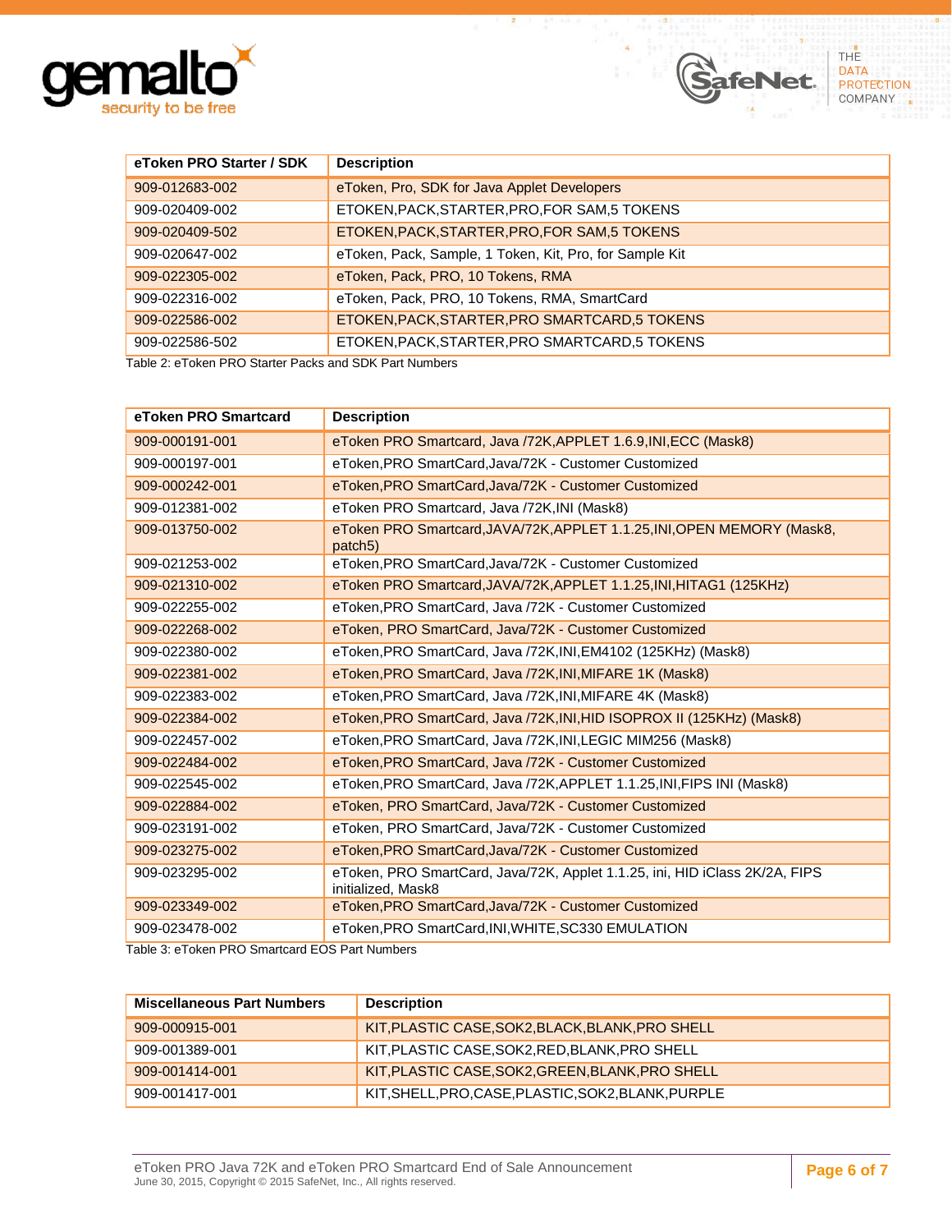| eToken PRO Starter / SDK | Description |
| --- | --- |
| 909-012683-002 | eToken, Pro, SDK for Java Applet Developers |
| 909-020409-002 | ETOKEN,PACK,STARTER,PRO,FOR SAM,5 TOKENS |
| 909-020409-502 | ETOKEN,PACK,STARTER,PRO,FOR SAM,5 TOKENS |
| 909-020647-002 | eToken, Pack, Sample, 1 Token, Kit, Pro, for Sample Kit |
| 909-022305-002 | eToken, Pack, PRO, 10 Tokens, RMA |
| 909-022316-002 | eToken, Pack, PRO, 10 Tokens, RMA, SmartCard |
| 909-022586-002 | ETOKEN,PACK,STARTER,PRO SMARTCARD,5 TOKENS |
| 909-022586-502 | ETOKEN,PACK,STARTER,PRO SMARTCARD,5 TOKENS |

Table 2: eToken PRO Starter Packs and SDK Part Numbers

| eToken PRO Smartcard | Description |
| --- | --- |
| 909-000191-001 | eToken PRO Smartcard, Java /72K,APPLET 1.6.9,INI,ECC (Mask8) |
| 909-000197-001 | eToken,PRO SmartCard,Java/72K - Customer Customized |
| 909-000242-001 | eToken,PRO SmartCard,Java/72K - Customer Customized |
| 909-012381-002 | eToken PRO Smartcard, Java /72K,INI (Mask8) |
| 909-013750-002 | eToken PRO Smartcard,JAVA/72K,APPLET 1.1.25,INI,OPEN MEMORY (Mask8, patch5) |
| 909-021253-002 | eToken,PRO SmartCard,Java/72K - Customer Customized |
| 909-021310-002 | eToken PRO Smartcard,JAVA/72K,APPLET 1.1.25,INI,HITAG1 (125KHz) |
| 909-022255-002 | eToken,PRO SmartCard, Java /72K - Customer Customized |
| 909-022268-002 | eToken, PRO SmartCard, Java/72K - Customer Customized |
| 909-022380-002 | eToken,PRO SmartCard, Java /72K,INI,EM4102 (125KHz) (Mask8) |
| 909-022381-002 | eToken,PRO SmartCard, Java /72K,INI,MIFARE 1K (Mask8) |
| 909-022383-002 | eToken,PRO SmartCard, Java /72K,INI,MIFARE 4K (Mask8) |
| 909-022384-002 | eToken,PRO SmartCard, Java /72K,INI,HID ISOPROX II (125KHz) (Mask8) |
| 909-022457-002 | eToken,PRO SmartCard, Java /72K,INI,LEGIC MIM256 (Mask8) |
| 909-022484-002 | eToken,PRO SmartCard, Java /72K - Customer Customized |
| 909-022545-002 | eToken,PRO SmartCard, Java /72K,APPLET 1.1.25,INI,FIPS INI (Mask8) |
| 909-022884-002 | eToken, PRO SmartCard, Java/72K - Customer Customized |
| 909-023191-002 | eToken, PRO SmartCard, Java/72K - Customer Customized |
| 909-023275-002 | eToken,PRO SmartCard,Java/72K - Customer Customized |
| 909-023295-002 | eToken, PRO SmartCard, Java/72K, Applet 1.1.25, ini, HID iClass 2K/2A, FIPS initialized, Mask8 |
| 909-023349-002 | eToken,PRO SmartCard,Java/72K - Customer Customized |
| 909-023478-002 | eToken,PRO SmartCard,INI,WHITE,SC330 EMULATION |

Table 3: eToken PRO Smartcard EOS Part Numbers

| Miscellaneous Part Numbers | Description |
| --- | --- |
| 909-000915-001 | KIT,PLASTIC CASE,SOK2,BLACK,BLANK,PRO SHELL |
| 909-001389-001 | KIT,PLASTIC CASE,SOK2,RED,BLANK,PRO SHELL |
| 909-001414-001 | KIT,PLASTIC CASE,SOK2,GREEN,BLANK,PRO SHELL |
| 909-001417-001 | KIT,SHELL,PRO,CASE,PLASTIC,SOK2,BLANK,PURPLE |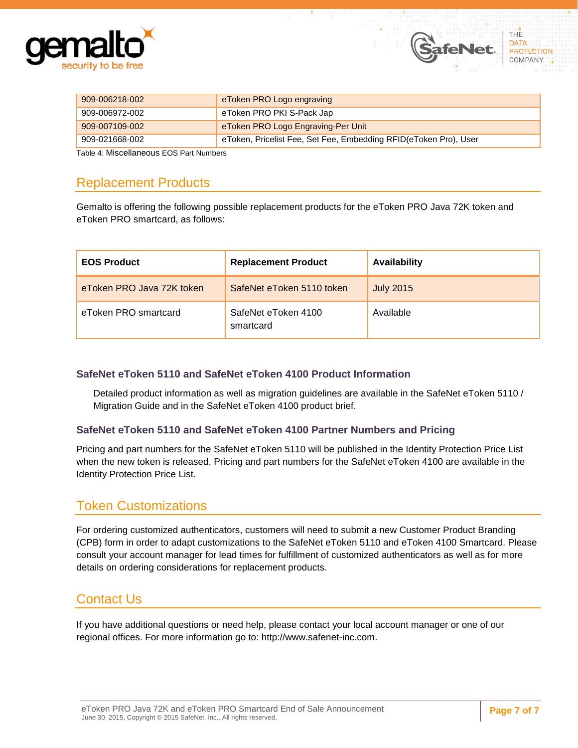| | |
|---|---|
| 909-006218-002 | eToken PRO Logo engraving |
| 909-006972-002 | eToken PRO PKI S-Pack Jap |
| 909-007109-002 | eToken PRO Logo Engraving-Per Unit |
| 909-021668-002 | eToken, Pricelist Fee, Set Fee, Embedding RFID(eToken Pro), User |

Table 4: Miscellaneous EOS Part Numbers

## Replacement Products

Gemalto is offering the following possible replacement products for the eToken PRO Java 72K token and eToken PRO smartcard, as follows:

| EOS Product | Replacement Product | Availability |
|---|---|---|
| eToken PRO Java 72K token | SafeNet eToken 5110 token | July 2015 |
| eToken PRO smartcard | SafeNet eToken 4100 smartcard | Available |

### SafeNet eToken 5110 and SafeNet eToken 4100 Product Information

Detailed product information as well as migration guidelines are available in the SafeNet eToken 5110 / Migration Guide and in the SafeNet eToken 4100 product brief.

### SafeNet eToken 5110 and SafeNet eToken 4100 Partner Numbers and Pricing

Pricing and part numbers for the SafeNet eToken 5110 will be published in the Identity Protection Price List when the new token is released. Pricing and part numbers for the SafeNet eToken 4100 are available in the Identity Protection Price List.

## Token Customizations

For ordering customized authenticators, customers will need to submit a new Customer Product Branding (CPB) form in order to adapt customizations to the SafeNet eToken 5110 and eToken 4100 Smartcard. Please consult your account manager for lead times for fulfillment of customized authenticators as well as for more details on ordering considerations for replacement products.

## Contact Us

If you have additional questions or need help, please contact your local account manager or one of our regional offices. For more information go to: http://www.safenet-inc.com.